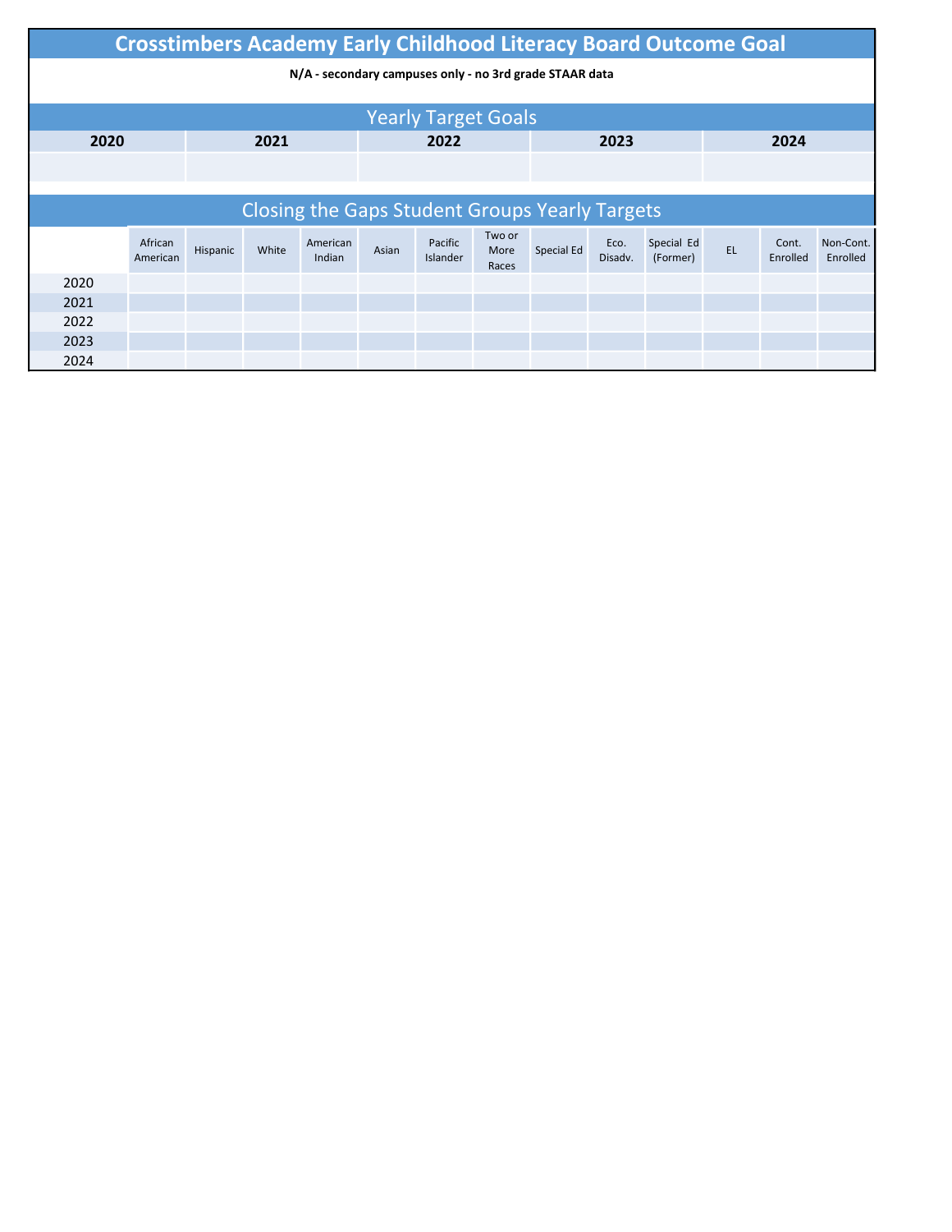# Crosstimbers Academy Early Childhood Literacy Board Outcome Goal

**N/A - secondary campuses only - no 3rd grade STAAR data**

## Yearly Target Goals

| 2020 | 2021 | 2022 | 2023 | 2024 |
|---|---|---|---|---|
| | | | | |

## Closing the Gaps Student Groups Yearly Targets

| | African American | Hispanic | White | American Indian | Asian | Pacific Islander | Two or More Races | Special Ed | Eco. Disadv. | Special Ed (Former) | EL | Cont. Enrolled | Non-Cont. Enrolled |
|---|---|---|---|---|---|---|---|---|---|---|---|---|---|
| 2020 | | | | | | | | | | | | | |
| 2021 | | | | | | | | | | | | | |
| 2022 | | | | | | | | | | | | | |
| 2023 | | | | | | | | | | | | | |
| 2024 | | | | | | | | | | | | | |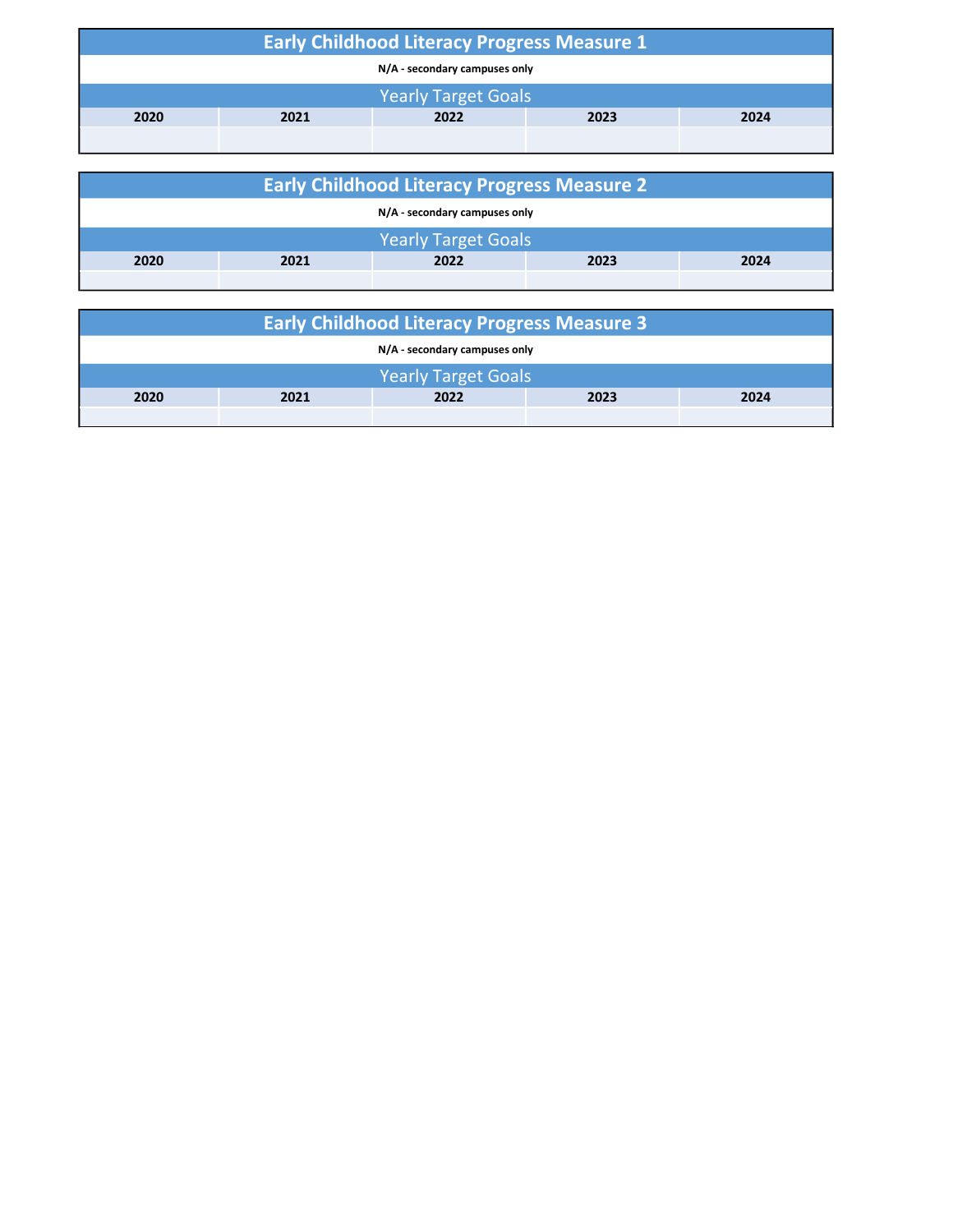## Early Childhood Literacy Progress Measure 1

**N/A - secondary campuses only**

Yearly Target Goals

| 2020 | 2021 | 2022 | 2023 | 2024 |
|---|---|---|---|---|
| | | | | |

## Early Childhood Literacy Progress Measure 2

**N/A - secondary campuses only**

Yearly Target Goals

| 2020 | 2021 | 2022 | 2023 | 2024 |
|---|---|---|---|---|
| | | | | |

## Early Childhood Literacy Progress Measure 3

**N/A - secondary campuses only**

Yearly Target Goals

| 2020 | 2021 | 2022 | 2023 | 2024 |
|---|---|---|---|---|
| | | | | |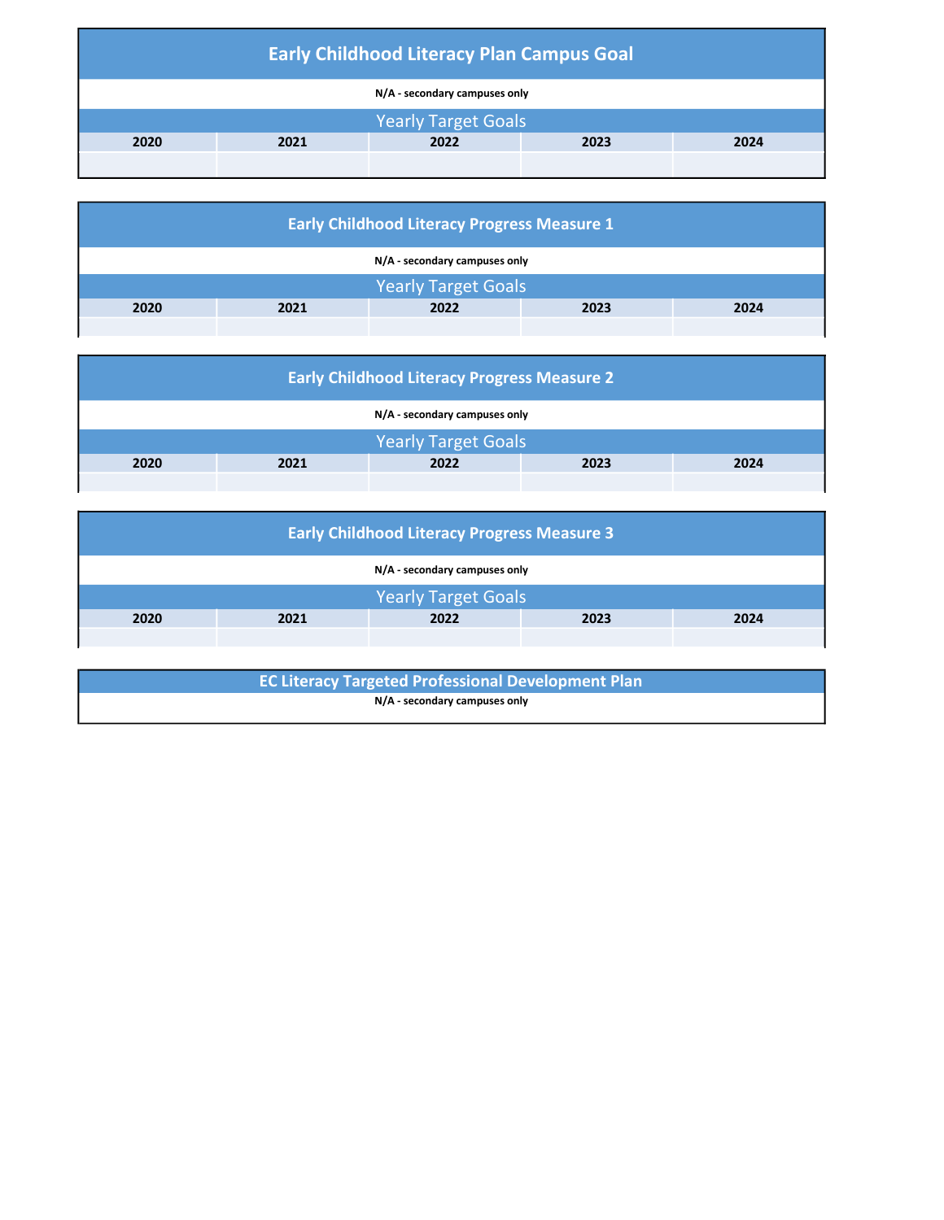## Early Childhood Literacy Plan Campus Goal

**N/A - secondary campuses only**

| Yearly Target Goals | | | | |
|---|---|---|---|---|
| **2020** | **2021** | **2022** | **2023** | **2024** |
| | | | | |

## Early Childhood Literacy Progress Measure 1

**N/A - secondary campuses only**

| Yearly Target Goals | | | | |
|---|---|---|---|---|
| **2020** | **2021** | **2022** | **2023** | **2024** |
| | | | | |

## Early Childhood Literacy Progress Measure 2

**N/A - secondary campuses only**

| Yearly Target Goals | | | | |
|---|---|---|---|---|
| **2020** | **2021** | **2022** | **2023** | **2024** |
| | | | | |

## Early Childhood Literacy Progress Measure 3

**N/A - secondary campuses only**

| Yearly Target Goals | | | | |
|---|---|---|---|---|
| **2020** | **2021** | **2022** | **2023** | **2024** |
| | | | | |

## EC Literacy Targeted Professional Development Plan

**N/A - secondary campuses only**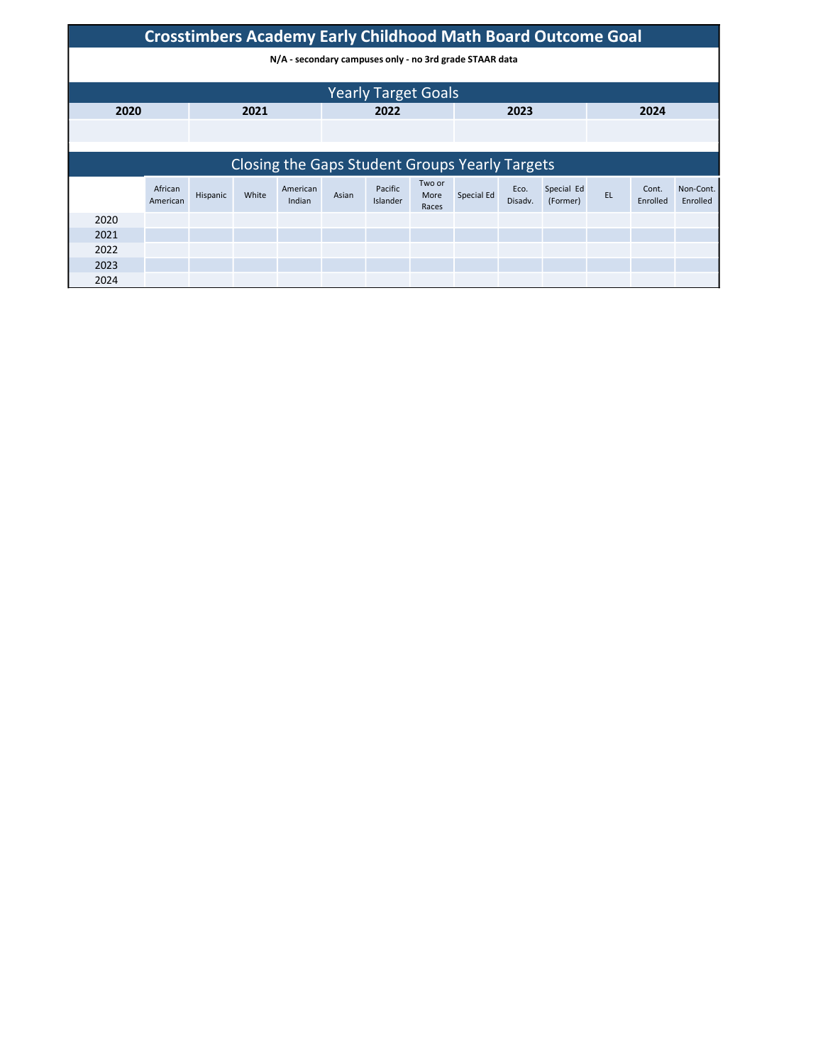# Crosstimbers Academy Early Childhood Math Board Outcome Goal

**N/A - secondary campuses only - no 3rd grade STAAR data**

## Yearly Target Goals

| 2020 | 2021 | 2022 | 2023 | 2024 |
|---|---|---|---|---|
| | | | | |

## Closing the Gaps Student Groups Yearly Targets

| | African American | Hispanic | White | American Indian | Asian | Pacific Islander | Two or More Races | Special Ed | Eco. Disadv. | Special Ed (Former) | EL | Cont. Enrolled | Non-Cont. Enrolled |
|---|---|---|---|---|---|---|---|---|---|---|---|---|---|
| 2020 | | | | | | | | | | | | | |
| 2021 | | | | | | | | | | | | | |
| 2022 | | | | | | | | | | | | | |
| 2023 | | | | | | | | | | | | | |
| 2024 | | | | | | | | | | | | | |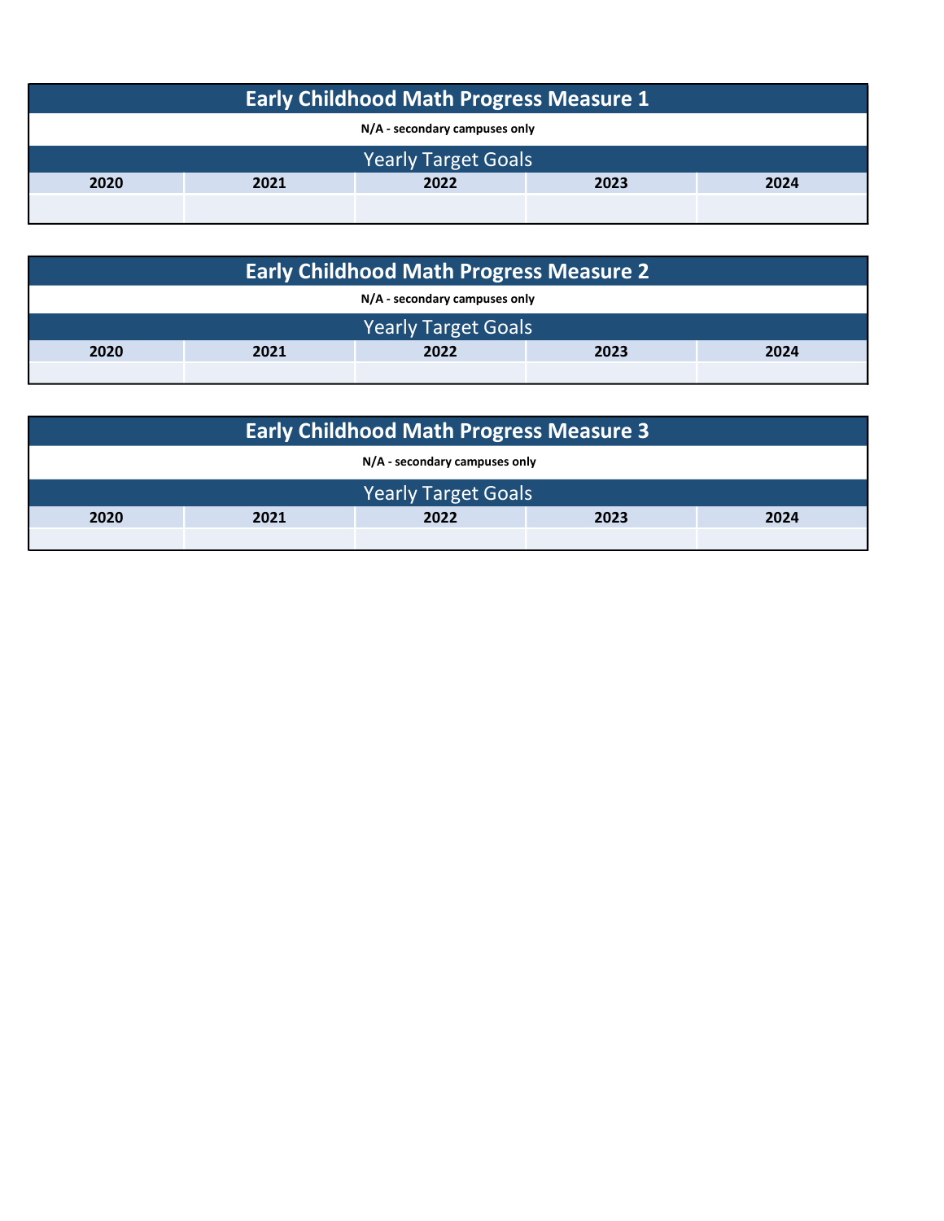## Early Childhood Math Progress Measure 1

**N/A - secondary campuses only**

| Yearly Target Goals | | | | |
|---|---|---|---|---|
| **2020** | **2021** | **2022** | **2023** | **2024** |
| | | | | |

## Early Childhood Math Progress Measure 2

**N/A - secondary campuses only**

| Yearly Target Goals | | | | |
|---|---|---|---|---|
| **2020** | **2021** | **2022** | **2023** | **2024** |
| | | | | |

## Early Childhood Math Progress Measure 3

**N/A - secondary campuses only**

| Yearly Target Goals | | | | |
|---|---|---|---|---|
| **2020** | **2021** | **2022** | **2023** | **2024** |
| | | | | |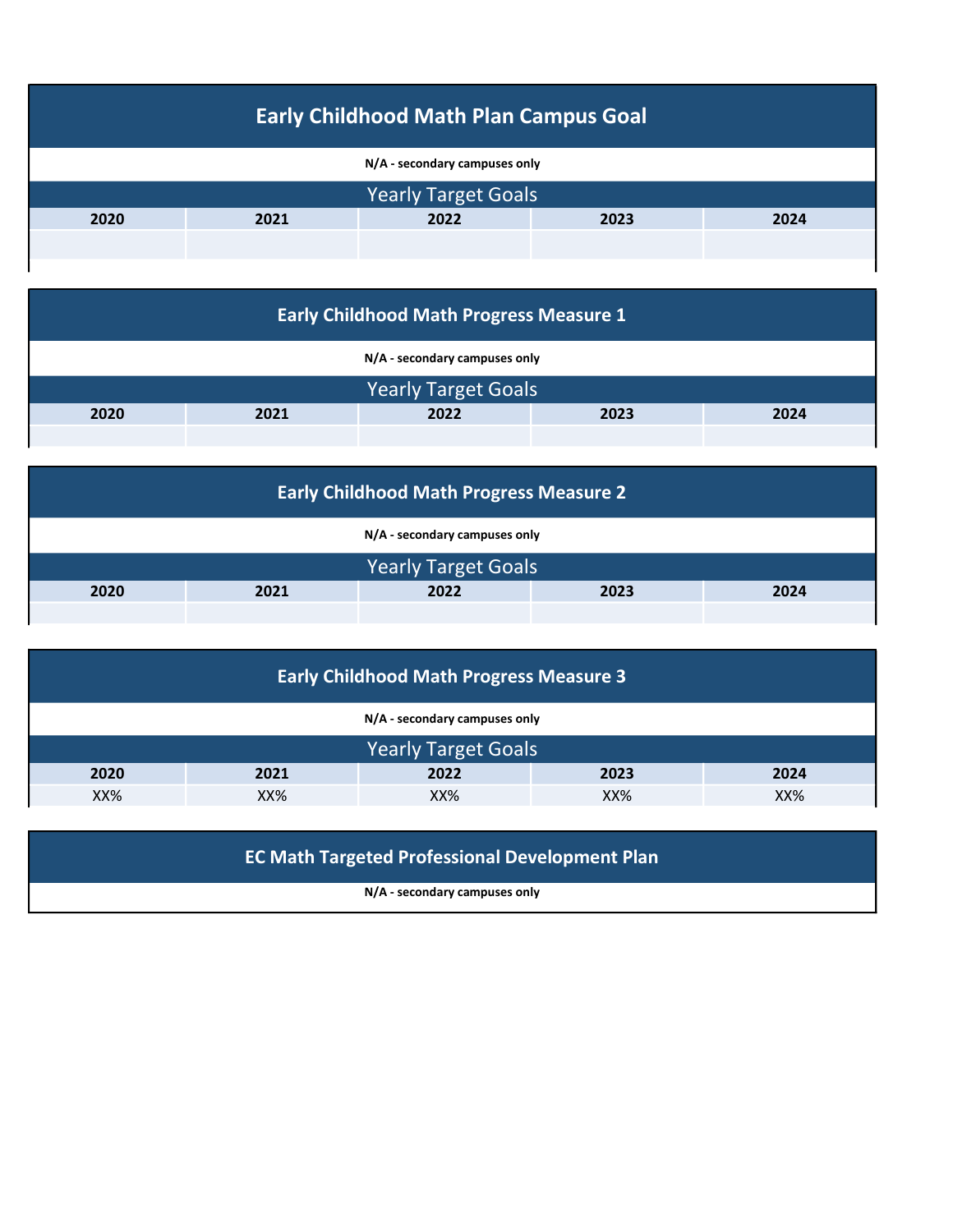## Early Childhood Math Plan Campus Goal

**N/A - secondary campuses only**

| Yearly Target Goals | | | | |
|---|---|---|---|---|
| **2020** | **2021** | **2022** | **2023** | **2024** |
| | | | | |

## Early Childhood Math Progress Measure 1

**N/A - secondary campuses only**

| Yearly Target Goals | | | | |
|---|---|---|---|---|
| **2020** | **2021** | **2022** | **2023** | **2024** |
| | | | | |

## Early Childhood Math Progress Measure 2

**N/A - secondary campuses only**

| Yearly Target Goals | | | | |
|---|---|---|---|---|
| **2020** | **2021** | **2022** | **2023** | **2024** |
| | | | | |

## Early Childhood Math Progress Measure 3

**N/A - secondary campuses only**

| Yearly Target Goals | | | | |
|---|---|---|---|---|
| **2020** | **2021** | **2022** | **2023** | **2024** |
| XX% | XX% | XX% | XX% | XX% |

## EC Math Targeted Professional Development Plan

**N/A - secondary campuses only**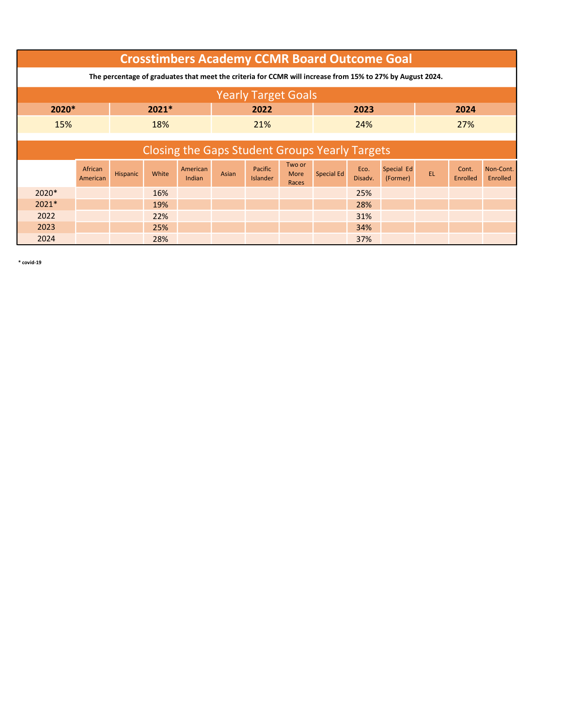# Crosstimbers Academy CCMR Board Outcome Goal

**The percentage of graduates that meet the criteria for CCMR will increase from 15% to 27% by August 2024.**

## Yearly Target Goals

| 2020* | 2021* | 2022 | 2023 | 2024 |
|---|---|---|---|---|
| 15% | 18% | 21% | 24% | 27% |

## Closing the Gaps Student Groups Yearly Targets

| | African American | Hispanic | White | American Indian | Asian | Pacific Islander | Two or More Races | Special Ed | Eco. Disadv. | Special Ed (Former) | EL | Cont. Enrolled | Non-Cont. Enrolled |
|---|---|---|---|---|---|---|---|---|---|---|---|---|---|
| 2020* | | | 16% | | | | | | 25% | | | | |
| 2021* | | | 19% | | | | | | 28% | | | | |
| 2022 | | | 22% | | | | | | 31% | | | | |
| 2023 | | | 25% | | | | | | 34% | | | | |
| 2024 | | | 28% | | | | | | 37% | | | | |

**\* covid-19**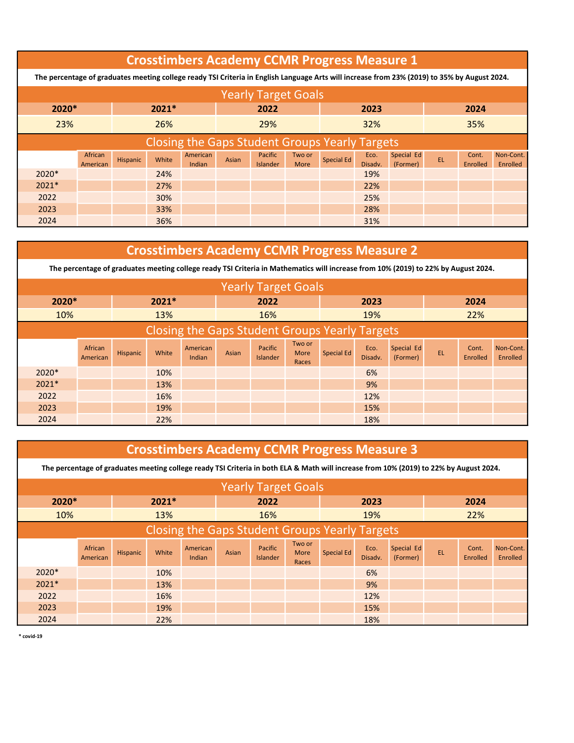# Crosstimbers Academy CCMR Progress Measure 1

**The percentage of graduates meeting college ready TSI Criteria in English Language Arts will increase from 23% (2019) to 35% by August 2024.**

## Yearly Target Goals

| 2020* | 2021* | 2022 | 2023 | 2024 |
|---|---|---|---|---|
| 23% | 26% | 29% | 32% | 35% |

## Closing the Gaps Student Groups Yearly Targets

| | African American | Hispanic | White | American Indian | Asian | Pacific Islander | Two or More | Special Ed | Eco. Disadv. | Special Ed (Former) | EL | Cont. Enrolled | Non-Cont. Enrolled |
|---|---|---|---|---|---|---|---|---|---|---|---|---|---|
| 2020* | | | 24% | | | | | | 19% | | | | |
| 2021* | | | 27% | | | | | | 22% | | | | |
| 2022 | | | 30% | | | | | | 25% | | | | |
| 2023 | | | 33% | | | | | | 28% | | | | |
| 2024 | | | 36% | | | | | | 31% | | | | |

# Crosstimbers Academy CCMR Progress Measure 2

**The percentage of graduates meeting college ready TSI Criteria in Mathematics will increase from 10% (2019) to 22% by August 2024.**

## Yearly Target Goals

| 2020* | 2021* | 2022 | 2023 | 2024 |
|---|---|---|---|---|
| 10% | 13% | 16% | 19% | 22% |

## Closing the Gaps Student Groups Yearly Targets

| | African American | Hispanic | White | American Indian | Asian | Pacific Islander | Two or More Races | Special Ed | Eco. Disadv. | Special Ed (Former) | EL | Cont. Enrolled | Non-Cont. Enrolled |
|---|---|---|---|---|---|---|---|---|---|---|---|---|---|
| 2020* | | | 10% | | | | | | 6% | | | | |
| 2021* | | | 13% | | | | | | 9% | | | | |
| 2022 | | | 16% | | | | | | 12% | | | | |
| 2023 | | | 19% | | | | | | 15% | | | | |
| 2024 | | | 22% | | | | | | 18% | | | | |

# Crosstimbers Academy CCMR Progress Measure 3

**The percentage of graduates meeting college ready TSI Criteria in both ELA & Math will increase from 10% (2019) to 22% by August 2024.**

## Yearly Target Goals

| 2020* | 2021* | 2022 | 2023 | 2024 |
|---|---|---|---|---|
| 10% | 13% | 16% | 19% | 22% |

## Closing the Gaps Student Groups Yearly Targets

| | African American | Hispanic | White | American Indian | Asian | Pacific Islander | Two or More Races | Special Ed | Eco. Disadv. | Special Ed (Former) | EL | Cont. Enrolled | Non-Cont. Enrolled |
|---|---|---|---|---|---|---|---|---|---|---|---|---|---|
| 2020* | | | 10% | | | | | | 6% | | | | |
| 2021* | | | 13% | | | | | | 9% | | | | |
| 2022 | | | 16% | | | | | | 12% | | | | |
| 2023 | | | 19% | | | | | | 15% | | | | |
| 2024 | | | 22% | | | | | | 18% | | | | |

**\* covid-19**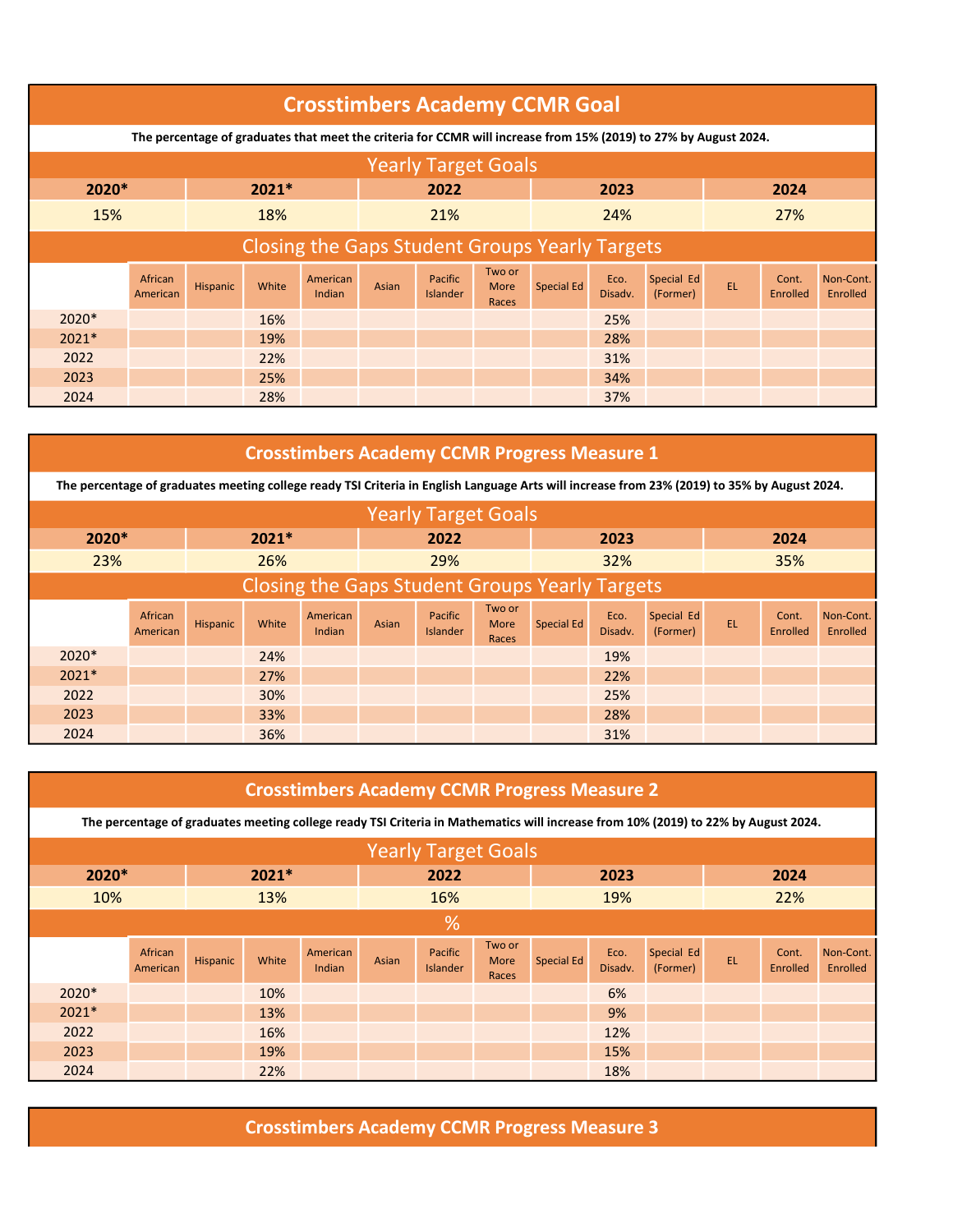## Crosstimbers Academy CCMR Goal

**The percentage of graduates that meet the criteria for CCMR will increase from 15% (2019) to 27% by August 2024.**

### Yearly Target Goals

| 2020* | 2021* | 2022 | 2023 | 2024 |
|---|---|---|---|---|
| 15% | 18% | 21% | 24% | 27% |

### Closing the Gaps Student Groups Yearly Targets

| | African American | Hispanic | White | American Indian | Asian | Pacific Islander | Two or More Races | Special Ed | Eco. Disadv. | Special Ed (Former) | EL | Cont. Enrolled | Non-Cont. Enrolled |
|---|---|---|---|---|---|---|---|---|---|---|---|---|---|
| 2020* | | | 16% | | | | | | 25% | | | | |
| 2021* | | | 19% | | | | | | 28% | | | | |
| 2022 | | | 22% | | | | | | 31% | | | | |
| 2023 | | | 25% | | | | | | 34% | | | | |
| 2024 | | | 28% | | | | | | 37% | | | | |

## Crosstimbers Academy CCMR Progress Measure 1

**The percentage of graduates meeting college ready TSI Criteria in English Language Arts will increase from 23% (2019) to 35% by August 2024.**

### Yearly Target Goals

| 2020* | 2021* | 2022 | 2023 | 2024 |
|---|---|---|---|---|
| 23% | 26% | 29% | 32% | 35% |

### Closing the Gaps Student Groups Yearly Targets

| | African American | Hispanic | White | American Indian | Asian | Pacific Islander | Two or More Races | Special Ed | Eco. Disadv. | Special Ed (Former) | EL | Cont. Enrolled | Non-Cont. Enrolled |
|---|---|---|---|---|---|---|---|---|---|---|---|---|---|
| 2020* | | | 24% | | | | | | 19% | | | | |
| 2021* | | | 27% | | | | | | 22% | | | | |
| 2022 | | | 30% | | | | | | 25% | | | | |
| 2023 | | | 33% | | | | | | 28% | | | | |
| 2024 | | | 36% | | | | | | 31% | | | | |

## Crosstimbers Academy CCMR Progress Measure 2

**The percentage of graduates meeting college ready TSI Criteria in Mathematics will increase from 10% (2019) to 22% by August 2024.**

### Yearly Target Goals

| 2020* | 2021* | 2022 | 2023 | 2024 |
|---|---|---|---|---|
| 10% | 13% | 16% | 19% | 22% |

### %

| | African American | Hispanic | White | American Indian | Asian | Pacific Islander | Two or More Races | Special Ed | Eco. Disadv. | Special Ed (Former) | EL | Cont. Enrolled | Non-Cont. Enrolled |
|---|---|---|---|---|---|---|---|---|---|---|---|---|---|
| 2020* | | | 10% | | | | | | 6% | | | | |
| 2021* | | | 13% | | | | | | 9% | | | | |
| 2022 | | | 16% | | | | | | 12% | | | | |
| 2023 | | | 19% | | | | | | 15% | | | | |
| 2024 | | | 22% | | | | | | 18% | | | | |

## Crosstimbers Academy CCMR Progress Measure 3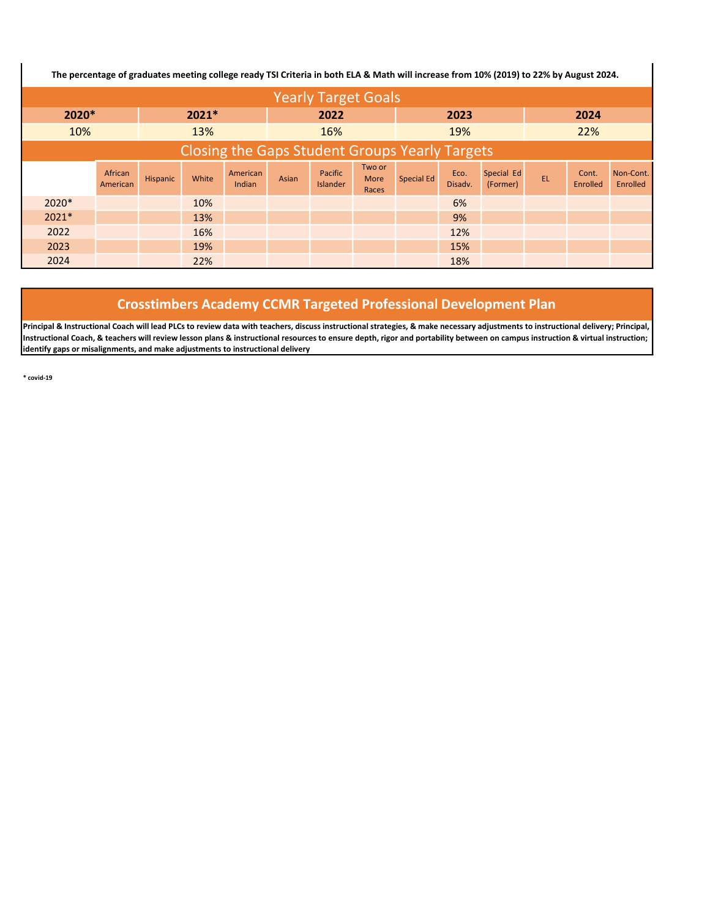**The percentage of graduates meeting college ready TSI Criteria in both ELA & Math will increase from 10% (2019) to 22% by August 2024.**

## Yearly Target Goals

| 2020* | 2021* | 2022 | 2023 | 2024 |
|---|---|---|---|---|
| 10% | 13% | 16% | 19% | 22% |

## Closing the Gaps Student Groups Yearly Targets

| | African American | Hispanic | White | American Indian | Asian | Pacific Islander | Two or More Races | Special Ed | Eco. Disadv. | Special Ed (Former) | EL | Cont. Enrolled | Non-Cont. Enrolled |
|---|---|---|---|---|---|---|---|---|---|---|---|---|---|
| 2020* | | | 10% | | | | | | 6% | | | | |
| 2021* | | | 13% | | | | | | 9% | | | | |
| 2022 | | | 16% | | | | | | 12% | | | | |
| 2023 | | | 19% | | | | | | 15% | | | | |
| 2024 | | | 22% | | | | | | 18% | | | | |

## Crosstimbers Academy CCMR Targeted Professional Development Plan

**Principal & Instructional Coach will lead PLCs to review data with teachers, discuss instructional strategies, & make necessary adjustments to instructional delivery; Principal, Instructional Coach, & teachers will review lesson plans & instructional resources to ensure depth, rigor and portability between on campus instruction & virtual instruction; identify gaps or misalignments, and make adjustments to instructional delivery**

**\* covid-19**